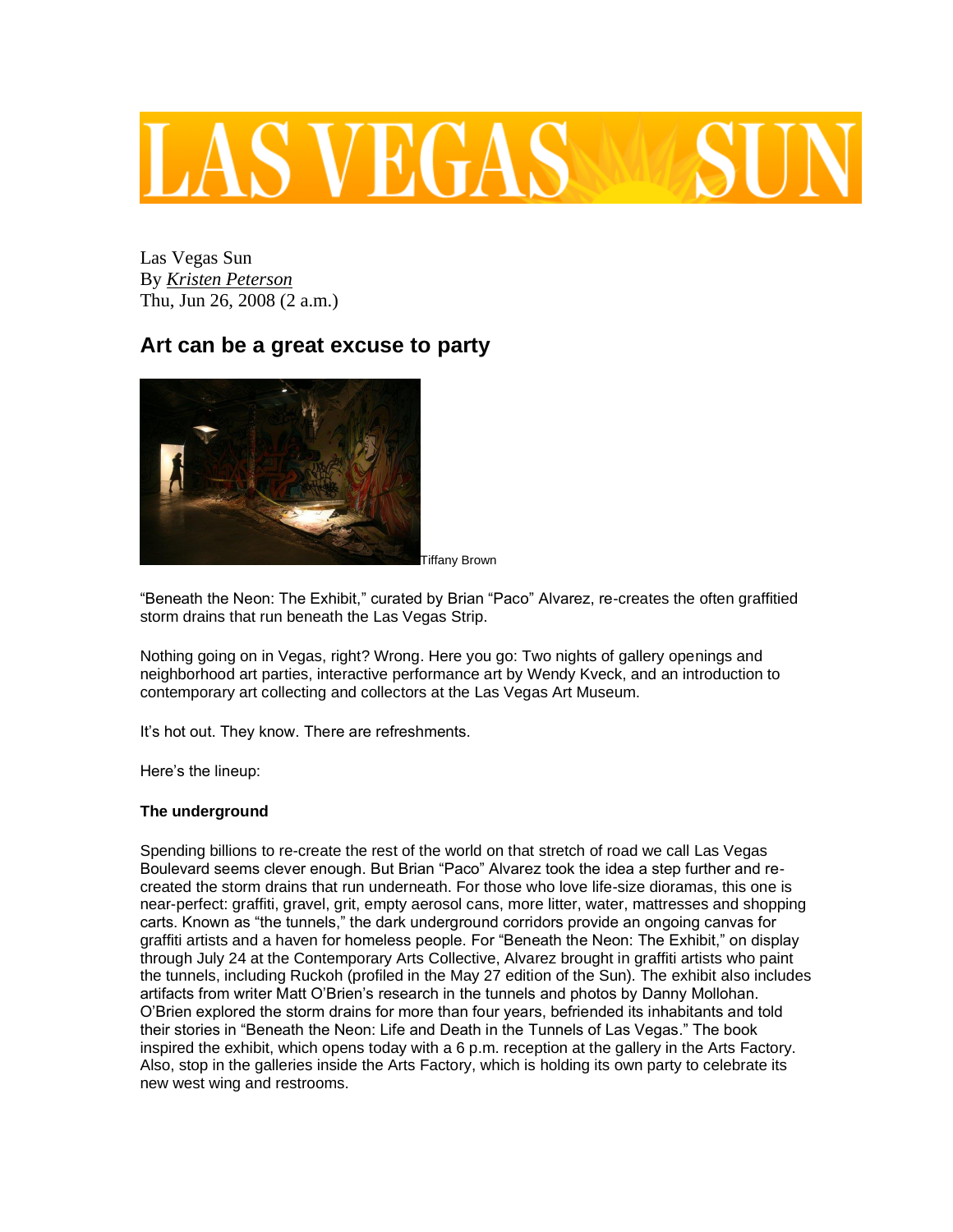Las Vegas Sun
By *Kristen Peterson*
Thu, Jun 26, 2008 (2 a.m.)

## Art can be a great excuse to party

Tiffany Brown

“Beneath the Neon: The Exhibit,” curated by Brian “Paco” Alvarez, re-creates the often graffitied storm drains that run beneath the Las Vegas Strip.

Nothing going on in Vegas, right? Wrong. Here you go: Two nights of gallery openings and neighborhood art parties, interactive performance art by Wendy Kveck, and an introduction to contemporary art collecting and collectors at the Las Vegas Art Museum.

It’s hot out. They know. There are refreshments.

Here’s the lineup:

**The underground**

Spending billions to re-create the rest of the world on that stretch of road we call Las Vegas Boulevard seems clever enough. But Brian “Paco” Alvarez took the idea a step further and re-created the storm drains that run underneath. For those who love life-size dioramas, this one is near-perfect: graffiti, gravel, grit, empty aerosol cans, more litter, water, mattresses and shopping carts. Known as “the tunnels,” the dark underground corridors provide an ongoing canvas for graffiti artists and a haven for homeless people. For “Beneath the Neon: The Exhibit,” on display through July 24 at the Contemporary Arts Collective, Alvarez brought in graffiti artists who paint the tunnels, including Ruckoh (profiled in the May 27 edition of the Sun). The exhibit also includes artifacts from writer Matt O’Brien’s research in the tunnels and photos by Danny Mollohan. O’Brien explored the storm drains for more than four years, befriended its inhabitants and told their stories in “Beneath the Neon: Life and Death in the Tunnels of Las Vegas.” The book inspired the exhibit, which opens today with a 6 p.m. reception at the gallery in the Arts Factory. Also, stop in the galleries inside the Arts Factory, which is holding its own party to celebrate its new west wing and restrooms.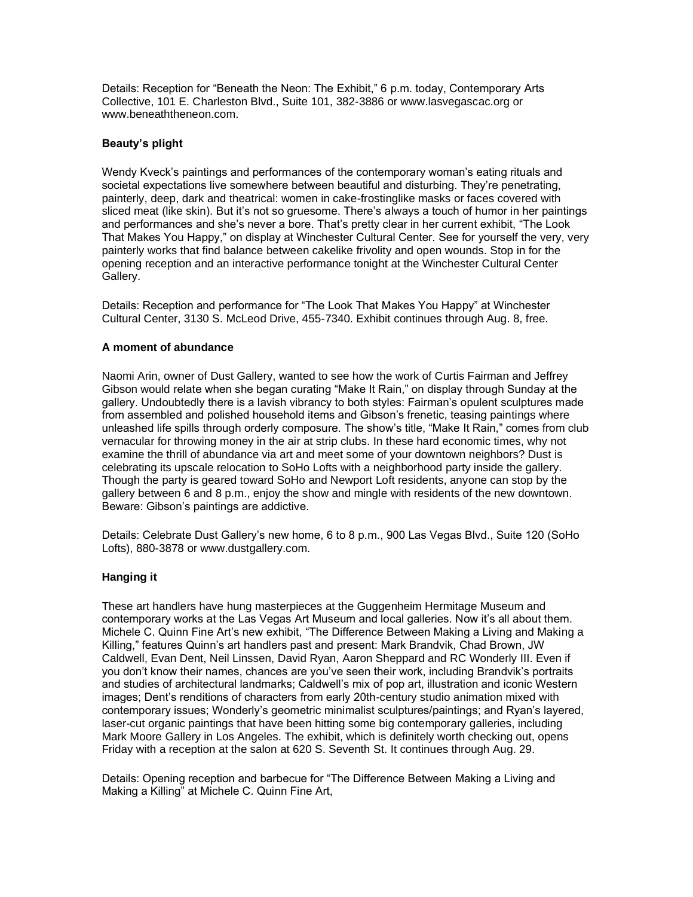Details: Reception for “Beneath the Neon: The Exhibit,” 6 p.m. today, Contemporary Arts Collective, 101 E. Charleston Blvd., Suite 101, 382-3886 or www.lasvegascac.org or www.beneaththeneon.com.

### Beauty’s plight

Wendy Kveck’s paintings and performances of the contemporary woman’s eating rituals and societal expectations live somewhere between beautiful and disturbing. They’re penetrating, painterly, deep, dark and theatrical: women in cake-frostinglike masks or faces covered with sliced meat (like skin). But it’s not so gruesome. There’s always a touch of humor in her paintings and performances and she’s never a bore. That’s pretty clear in her current exhibit, “The Look That Makes You Happy,” on display at Winchester Cultural Center. See for yourself the very, very painterly works that find balance between cakelike frivolity and open wounds. Stop in for the opening reception and an interactive performance tonight at the Winchester Cultural Center Gallery.

Details: Reception and performance for “The Look That Makes You Happy” at Winchester Cultural Center, 3130 S. McLeod Drive, 455-7340. Exhibit continues through Aug. 8, free.

### A moment of abundance

Naomi Arin, owner of Dust Gallery, wanted to see how the work of Curtis Fairman and Jeffrey Gibson would relate when she began curating “Make It Rain,” on display through Sunday at the gallery. Undoubtedly there is a lavish vibrancy to both styles: Fairman’s opulent sculptures made from assembled and polished household items and Gibson’s frenetic, teasing paintings where unleashed life spills through orderly composure. The show’s title, “Make It Rain,” comes from club vernacular for throwing money in the air at strip clubs. In these hard economic times, why not examine the thrill of abundance via art and meet some of your downtown neighbors? Dust is celebrating its upscale relocation to SoHo Lofts with a neighborhood party inside the gallery. Though the party is geared toward SoHo and Newport Loft residents, anyone can stop by the gallery between 6 and 8 p.m., enjoy the show and mingle with residents of the new downtown. Beware: Gibson’s paintings are addictive.

Details: Celebrate Dust Gallery’s new home, 6 to 8 p.m., 900 Las Vegas Blvd., Suite 120 (SoHo Lofts), 880-3878 or www.dustgallery.com.

### Hanging it

These art handlers have hung masterpieces at the Guggenheim Hermitage Museum and contemporary works at the Las Vegas Art Museum and local galleries. Now it’s all about them. Michele C. Quinn Fine Art’s new exhibit, “The Difference Between Making a Living and Making a Killing,” features Quinn’s art handlers past and present: Mark Brandvik, Chad Brown, JW Caldwell, Evan Dent, Neil Linssen, David Ryan, Aaron Sheppard and RC Wonderly III. Even if you don’t know their names, chances are you’ve seen their work, including Brandvik’s portraits and studies of architectural landmarks; Caldwell’s mix of pop art, illustration and iconic Western images; Dent’s renditions of characters from early 20th-century studio animation mixed with contemporary issues; Wonderly’s geometric minimalist sculptures/paintings; and Ryan’s layered, laser-cut organic paintings that have been hitting some big contemporary galleries, including Mark Moore Gallery in Los Angeles. The exhibit, which is definitely worth checking out, opens Friday with a reception at the salon at 620 S. Seventh St. It continues through Aug. 29.

Details: Opening reception and barbecue for “The Difference Between Making a Living and Making a Killing” at Michele C. Quinn Fine Art,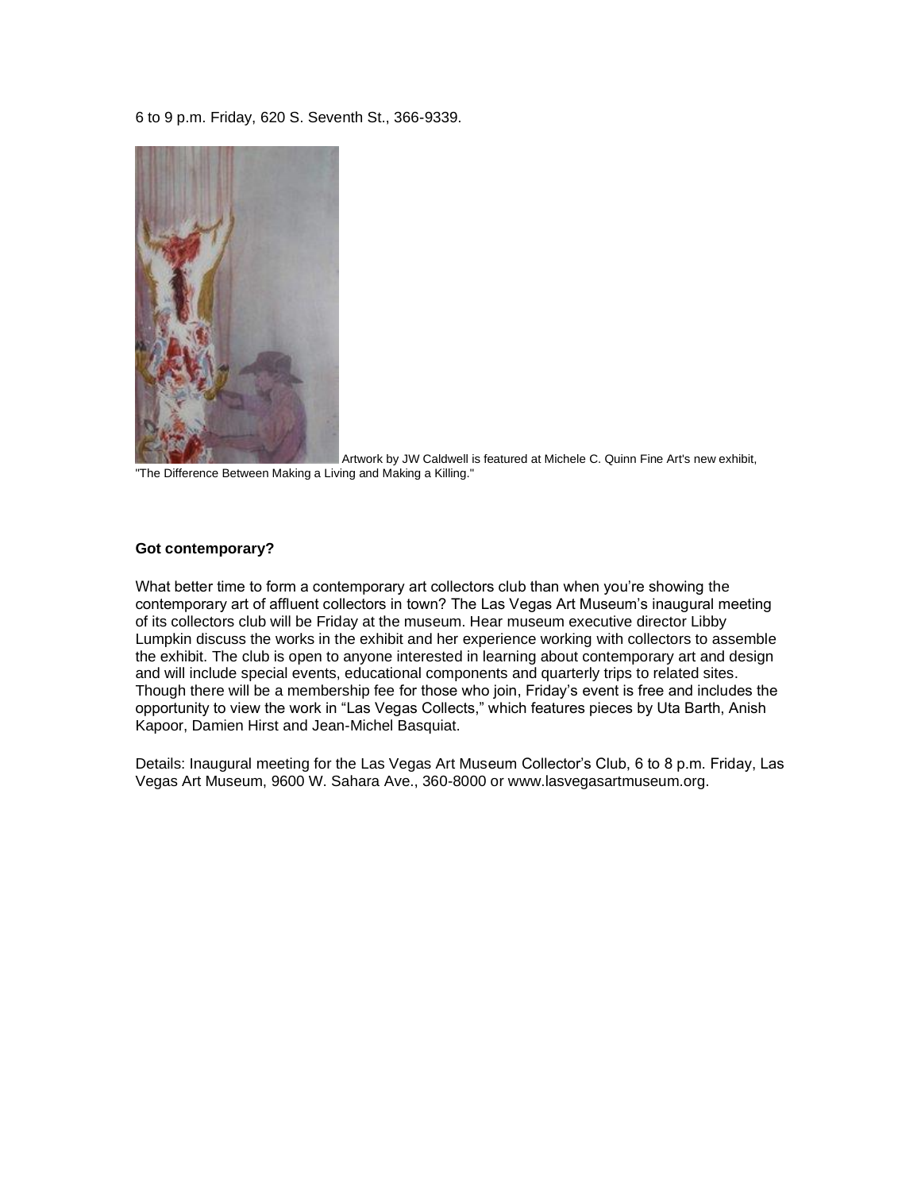6 to 9 p.m. Friday, 620 S. Seventh St., 366-9339.

Artwork by JW Caldwell is featured at Michele C. Quinn Fine Art's new exhibit, "The Difference Between Making a Living and Making a Killing."

**Got contemporary?**

What better time to form a contemporary art collectors club than when you're showing the contemporary art of affluent collectors in town? The Las Vegas Art Museum's inaugural meeting of its collectors club will be Friday at the museum. Hear museum executive director Libby Lumpkin discuss the works in the exhibit and her experience working with collectors to assemble the exhibit. The club is open to anyone interested in learning about contemporary art and design and will include special events, educational components and quarterly trips to related sites. Though there will be a membership fee for those who join, Friday's event is free and includes the opportunity to view the work in "Las Vegas Collects," which features pieces by Uta Barth, Anish Kapoor, Damien Hirst and Jean-Michel Basquiat.

Details: Inaugural meeting for the Las Vegas Art Museum Collector's Club, 6 to 8 p.m. Friday, Las Vegas Art Museum, 9600 W. Sahara Ave., 360-8000 or www.lasvegasartmuseum.org.